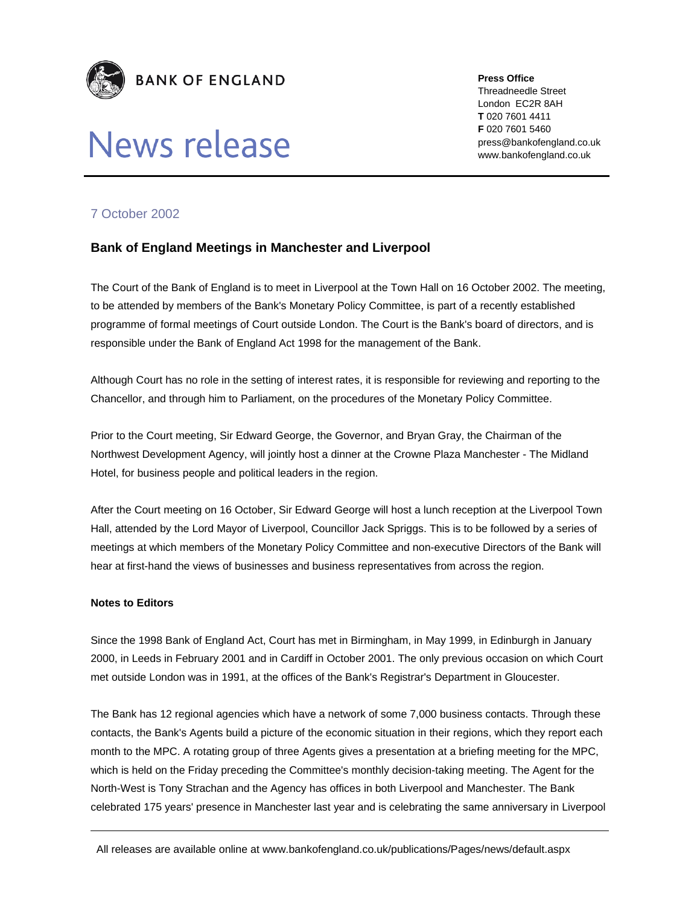**BANK OF ENGLAND**

# News release

**Press Office**
Threadneedle Street
London EC2R 8AH
**T** 020 7601 4411
**F** 020 7601 5460
press@bankofengland.co.uk
www.bankofengland.co.uk

7 October 2002

## Bank of England Meetings in Manchester and Liverpool

The Court of the Bank of England is to meet in Liverpool at the Town Hall on 16 October 2002. The meeting, to be attended by members of the Bank's Monetary Policy Committee, is part of a recently established programme of formal meetings of Court outside London. The Court is the Bank's board of directors, and is responsible under the Bank of England Act 1998 for the management of the Bank.

Although Court has no role in the setting of interest rates, it is responsible for reviewing and reporting to the Chancellor, and through him to Parliament, on the procedures of the Monetary Policy Committee.

Prior to the Court meeting, Sir Edward George, the Governor, and Bryan Gray, the Chairman of the Northwest Development Agency, will jointly host a dinner at the Crowne Plaza Manchester - The Midland Hotel, for business people and political leaders in the region.

After the Court meeting on 16 October, Sir Edward George will host a lunch reception at the Liverpool Town Hall, attended by the Lord Mayor of Liverpool, Councillor Jack Spriggs. This is to be followed by a series of meetings at which members of the Monetary Policy Committee and non-executive Directors of the Bank will hear at first-hand the views of businesses and business representatives from across the region.

**Notes to Editors**

Since the 1998 Bank of England Act, Court has met in Birmingham, in May 1999, in Edinburgh in January 2000, in Leeds in February 2001 and in Cardiff in October 2001. The only previous occasion on which Court met outside London was in 1991, at the offices of the Bank's Registrar's Department in Gloucester.

The Bank has 12 regional agencies which have a network of some 7,000 business contacts. Through these contacts, the Bank's Agents build a picture of the economic situation in their regions, which they report each month to the MPC. A rotating group of three Agents gives a presentation at a briefing meeting for the MPC, which is held on the Friday preceding the Committee's monthly decision-taking meeting. The Agent for the North-West is Tony Strachan and the Agency has offices in both Liverpool and Manchester. The Bank celebrated 175 years' presence in Manchester last year and is celebrating the same anniversary in Liverpool

All releases are available online at www.bankofengland.co.uk/publications/Pages/news/default.aspx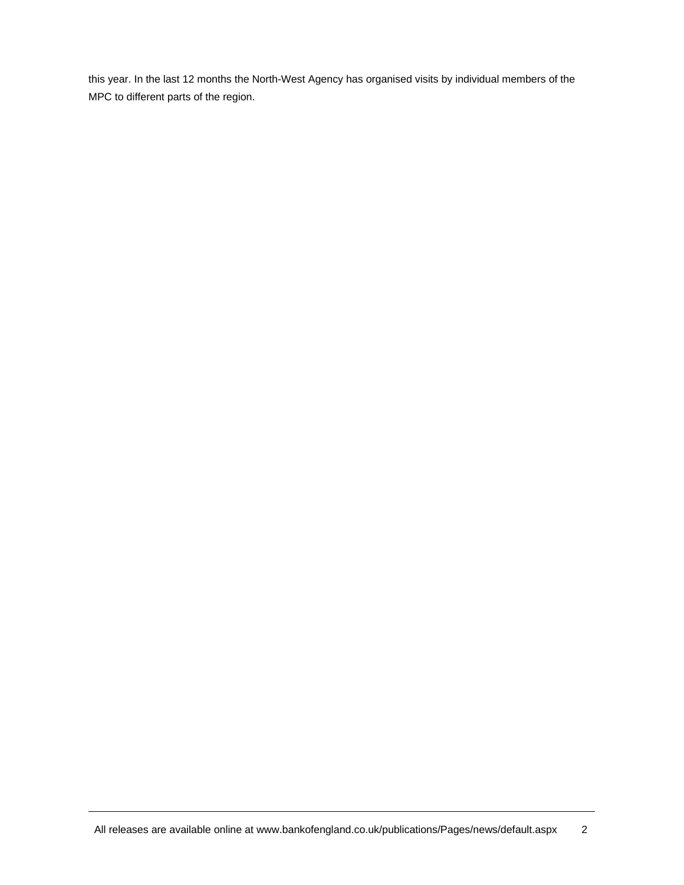this year. In the last 12 months the North-West Agency has organised visits by individual members of the MPC to different parts of the region.